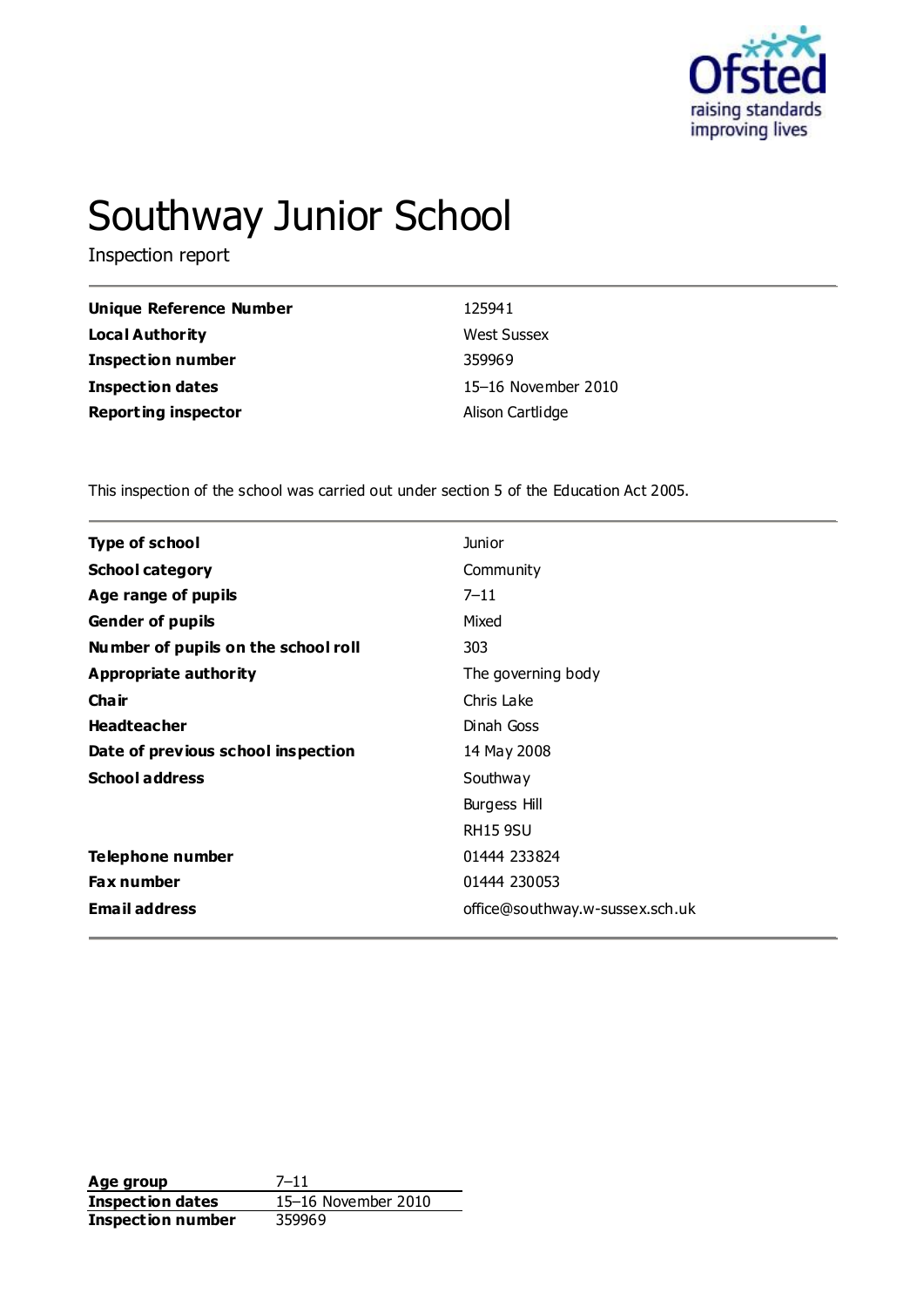# Southway Junior School

Inspection report

| | |
|---|---|
| **Unique Reference Number** | 125941 |
| **Local Authority** | West Sussex |
| **Inspection number** | 359969 |
| **Inspection dates** | 15–16 November 2010 |
| **Reporting inspector** | Alison Cartlidge |

This inspection of the school was carried out under section 5 of the Education Act 2005.

| | |
|---|---|
| **Type of school** | Junior |
| **School category** | Community |
| **Age range of pupils** | 7–11 |
| **Gender of pupils** | Mixed |
| **Number of pupils on the school roll** | 303 |
| **Appropriate authority** | The governing body |
| **Chair** | Chris Lake |
| **Headteacher** | Dinah Goss |
| **Date of previous school inspection** | 14 May 2008 |
| **School address** | Southway<br>Burgess Hill<br>RH15 9SU |
| **Telephone number** | 01444 233824 |
| **Fax number** | 01444 230053 |
| **Email address** | office@southway.w-sussex.sch.uk |

| | |
|---|---|
| **Age group** | 7–11 |
| **Inspection dates** | 15–16 November 2010 |
| **Inspection number** | 359969 |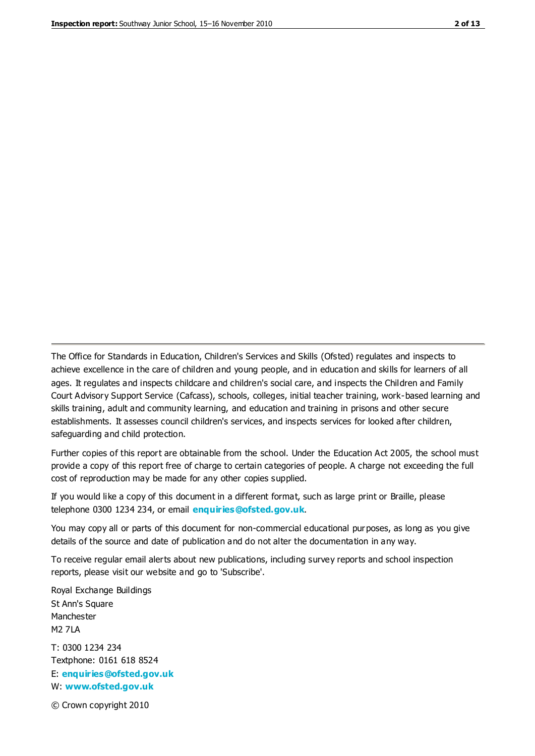The Office for Standards in Education, Children's Services and Skills (Ofsted) regulates and inspects to achieve excellence in the care of children and young people, and in education and skills for learners of all ages. It regulates and inspects childcare and children's social care, and inspects the Children and Family Court Advisory Support Service (Cafcass), schools, colleges, initial teacher training, work-based learning and skills training, adult and community learning, and education and training in prisons and other secure establishments. It assesses council children's services, and inspects services for looked after children, safeguarding and child protection.

Further copies of this report are obtainable from the school. Under the Education Act 2005, the school must provide a copy of this report free of charge to certain categories of people. A charge not exceeding the full cost of reproduction may be made for any other copies supplied.

If you would like a copy of this document in a different format, such as large print or Braille, please telephone 0300 1234 234, or email **enquiries@ofsted.gov.uk**.

You may copy all or parts of this document for non-commercial educational purposes, as long as you give details of the source and date of publication and do not alter the documentation in any way.

To receive regular email alerts about new publications, including survey reports and school inspection reports, please visit our website and go to 'Subscribe'.

Royal Exchange Buildings
St Ann's Square
Manchester
M2 7LA

T: 0300 1234 234
Textphone: 0161 618 8524
E: **enquiries@ofsted.gov.uk**
W: **www.ofsted.gov.uk**

© Crown copyright 2010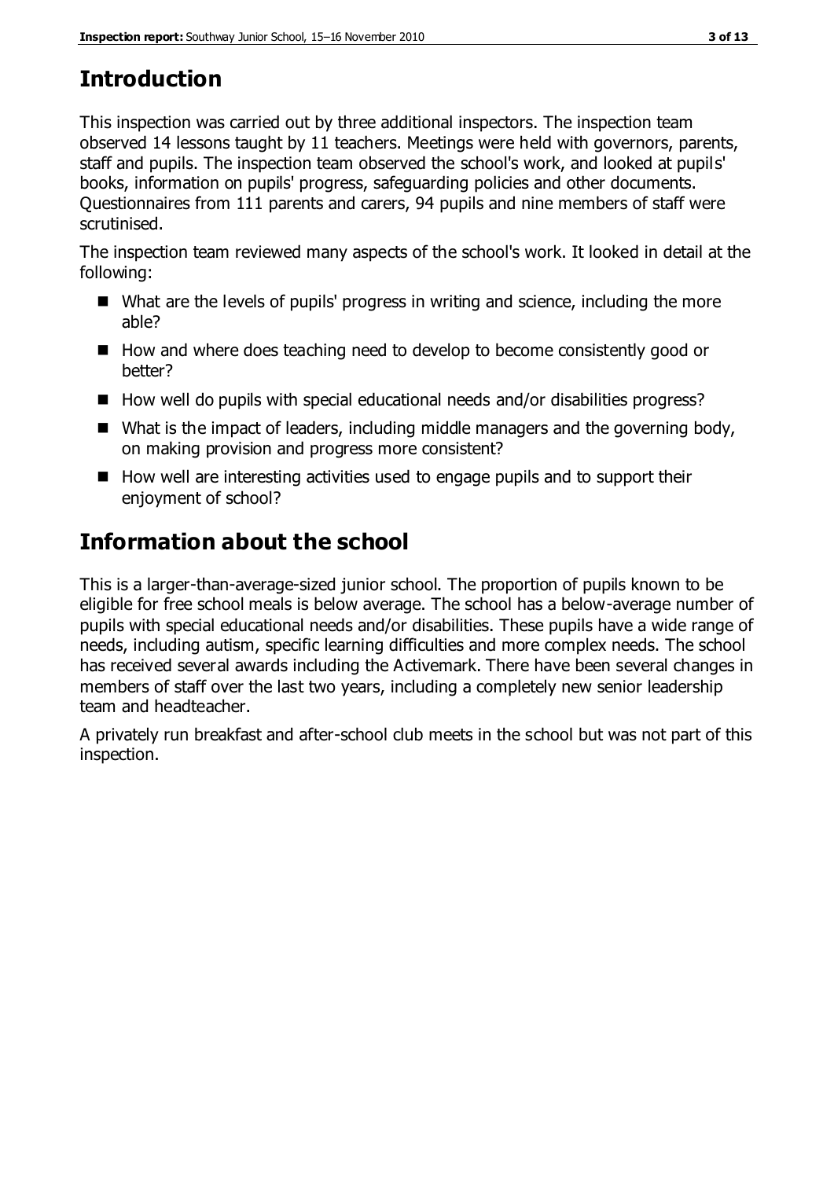## Introduction

This inspection was carried out by three additional inspectors. The inspection team observed 14 lessons taught by 11 teachers. Meetings were held with governors, parents, staff and pupils. The inspection team observed the school's work, and looked at pupils' books, information on pupils' progress, safeguarding policies and other documents. Questionnaires from 111 parents and carers, 94 pupils and nine members of staff were scrutinised.

The inspection team reviewed many aspects of the school's work. It looked in detail at the following:

- What are the levels of pupils' progress in writing and science, including the more able?
- How and where does teaching need to develop to become consistently good or better?
- How well do pupils with special educational needs and/or disabilities progress?
- What is the impact of leaders, including middle managers and the governing body, on making provision and progress more consistent?
- How well are interesting activities used to engage pupils and to support their enjoyment of school?

## Information about the school

This is a larger-than-average-sized junior school. The proportion of pupils known to be eligible for free school meals is below average. The school has a below-average number of pupils with special educational needs and/or disabilities. These pupils have a wide range of needs, including autism, specific learning difficulties and more complex needs. The school has received several awards including the Activemark. There have been several changes in members of staff over the last two years, including a completely new senior leadership team and headteacher.

A privately run breakfast and after-school club meets in the school but was not part of this inspection.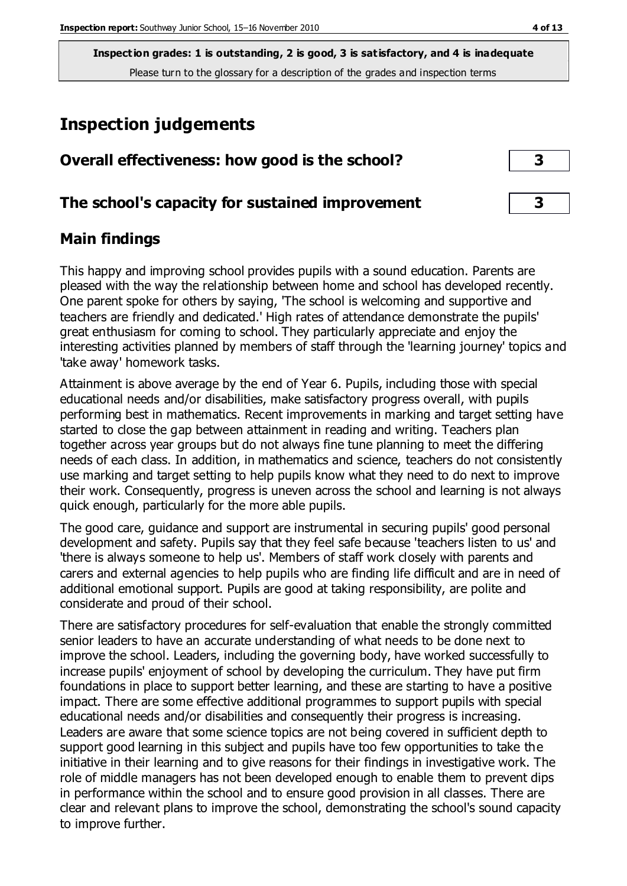**Inspection grades: 1 is outstanding, 2 is good, 3 is satisfactory, and 4 is inadequate**
Please turn to the glossary for a description of the grades and inspection terms

# Inspection judgements

| Overall effectiveness: how good is the school? | 3 |
|---|---|
| **The school's capacity for sustained improvement** | **3** |

## Main findings

This happy and improving school provides pupils with a sound education. Parents are pleased with the way the relationship between home and school has developed recently. One parent spoke for others by saying, 'The school is welcoming and supportive and teachers are friendly and dedicated.' High rates of attendance demonstrate the pupils' great enthusiasm for coming to school. They particularly appreciate and enjoy the interesting activities planned by members of staff through the 'learning journey' topics and 'take away' homework tasks.

Attainment is above average by the end of Year 6. Pupils, including those with special educational needs and/or disabilities, make satisfactory progress overall, with pupils performing best in mathematics. Recent improvements in marking and target setting have started to close the gap between attainment in reading and writing. Teachers plan together across year groups but do not always fine tune planning to meet the differing needs of each class. In addition, in mathematics and science, teachers do not consistently use marking and target setting to help pupils know what they need to do next to improve their work. Consequently, progress is uneven across the school and learning is not always quick enough, particularly for the more able pupils.

The good care, guidance and support are instrumental in securing pupils' good personal development and safety. Pupils say that they feel safe because 'teachers listen to us' and 'there is always someone to help us'. Members of staff work closely with parents and carers and external agencies to help pupils who are finding life difficult and are in need of additional emotional support. Pupils are good at taking responsibility, are polite and considerate and proud of their school.

There are satisfactory procedures for self-evaluation that enable the strongly committed senior leaders to have an accurate understanding of what needs to be done next to improve the school. Leaders, including the governing body, have worked successfully to increase pupils' enjoyment of school by developing the curriculum. They have put firm foundations in place to support better learning, and these are starting to have a positive impact. There are some effective additional programmes to support pupils with special educational needs and/or disabilities and consequently their progress is increasing. Leaders are aware that some science topics are not being covered in sufficient depth to support good learning in this subject and pupils have too few opportunities to take the initiative in their learning and to give reasons for their findings in investigative work. The role of middle managers has not been developed enough to enable them to prevent dips in performance within the school and to ensure good provision in all classes. There are clear and relevant plans to improve the school, demonstrating the school's sound capacity to improve further.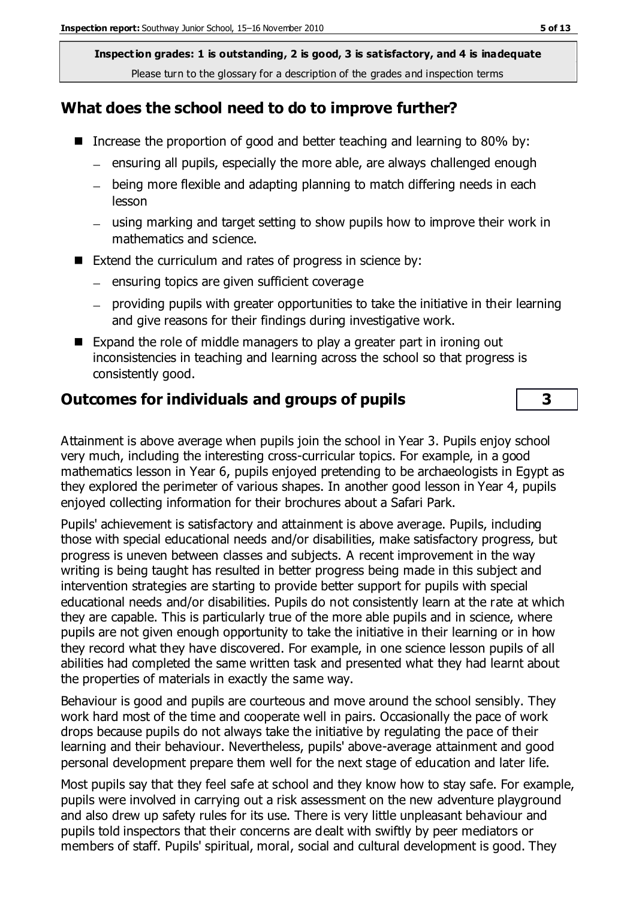**Inspection grades: 1 is outstanding, 2 is good, 3 is satisfactory, and 4 is inadequate**
Please turn to the glossary for a description of the grades and inspection terms

## What does the school need to do to improve further?

- Increase the proportion of good and better teaching and learning to 80% by:
  - ensuring all pupils, especially the more able, are always challenged enough
  - being more flexible and adapting planning to match differing needs in each lesson
  - using marking and target setting to show pupils how to improve their work in mathematics and science.
- Extend the curriculum and rates of progress in science by:
  - ensuring topics are given sufficient coverage
  - providing pupils with greater opportunities to take the initiative in their learning and give reasons for their findings during investigative work.
- Expand the role of middle managers to play a greater part in ironing out inconsistencies in teaching and learning across the school so that progress is consistently good.

## Outcomes for individuals and groups of pupils — 3

Attainment is above average when pupils join the school in Year 3. Pupils enjoy school very much, including the interesting cross-curricular topics. For example, in a good mathematics lesson in Year 6, pupils enjoyed pretending to be archaeologists in Egypt as they explored the perimeter of various shapes. In another good lesson in Year 4, pupils enjoyed collecting information for their brochures about a Safari Park.

Pupils' achievement is satisfactory and attainment is above average. Pupils, including those with special educational needs and/or disabilities, make satisfactory progress, but progress is uneven between classes and subjects. A recent improvement in the way writing is being taught has resulted in better progress being made in this subject and intervention strategies are starting to provide better support for pupils with special educational needs and/or disabilities. Pupils do not consistently learn at the rate at which they are capable. This is particularly true of the more able pupils and in science, where pupils are not given enough opportunity to take the initiative in their learning or in how they record what they have discovered. For example, in one science lesson pupils of all abilities had completed the same written task and presented what they had learnt about the properties of materials in exactly the same way.

Behaviour is good and pupils are courteous and move around the school sensibly. They work hard most of the time and cooperate well in pairs. Occasionally the pace of work drops because pupils do not always take the initiative by regulating the pace of their learning and their behaviour. Nevertheless, pupils' above-average attainment and good personal development prepare them well for the next stage of education and later life.

Most pupils say that they feel safe at school and they know how to stay safe. For example, pupils were involved in carrying out a risk assessment on the new adventure playground and also drew up safety rules for its use. There is very little unpleasant behaviour and pupils told inspectors that their concerns are dealt with swiftly by peer mediators or members of staff. Pupils' spiritual, moral, social and cultural development is good. They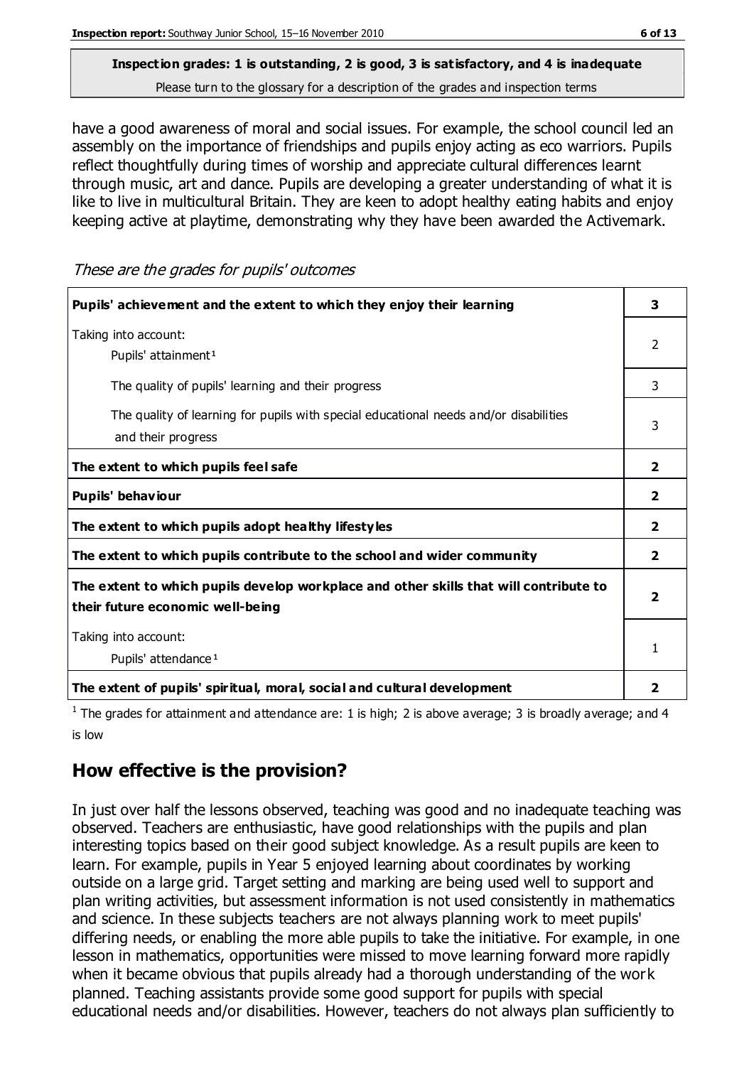**Inspection grades: 1 is outstanding, 2 is good, 3 is satisfactory, and 4 is inadequate**
Please turn to the glossary for a description of the grades and inspection terms

have a good awareness of moral and social issues. For example, the school council led an assembly on the importance of friendships and pupils enjoy acting as eco warriors. Pupils reflect thoughtfully during times of worship and appreciate cultural differences learnt through music, art and dance. Pupils are developing a greater understanding of what it is like to live in multicultural Britain. They are keen to adopt healthy eating habits and enjoy keeping active at playtime, demonstrating why they have been awarded the Activemark.

*These are the grades for pupils' outcomes*

| | |
|---|---|
| **Pupils' achievement and the extent to which they enjoy their learning** | **3** |
| Taking into account: Pupils' attainment [1] | 2 |
| The quality of pupils' learning and their progress | 3 |
| The quality of learning for pupils with special educational needs and/or disabilities and their progress | 3 |
| **The extent to which pupils feel safe** | **2** |
| **Pupils' behaviour** | **2** |
| **The extent to which pupils adopt healthy lifestyles** | **2** |
| **The extent to which pupils contribute to the school and wider community** | **2** |
| **The extent to which pupils develop workplace and other skills that will contribute to their future economic well-being** | **2** |
| Taking into account: Pupils' attendance [1] | 1 |
| **The extent of pupils' spiritual, moral, social and cultural development** | **2** |

[1] The grades for attainment and attendance are: 1 is high; 2 is above average; 3 is broadly average; and 4 is low

## How effective is the provision?

In just over half the lessons observed, teaching was good and no inadequate teaching was observed. Teachers are enthusiastic, have good relationships with the pupils and plan interesting topics based on their good subject knowledge. As a result pupils are keen to learn. For example, pupils in Year 5 enjoyed learning about coordinates by working outside on a large grid. Target setting and marking are being used well to support and plan writing activities, but assessment information is not used consistently in mathematics and science. In these subjects teachers are not always planning work to meet pupils' differing needs, or enabling the more able pupils to take the initiative. For example, in one lesson in mathematics, opportunities were missed to move learning forward more rapidly when it became obvious that pupils already had a thorough understanding of the work planned. Teaching assistants provide some good support for pupils with special educational needs and/or disabilities. However, teachers do not always plan sufficiently to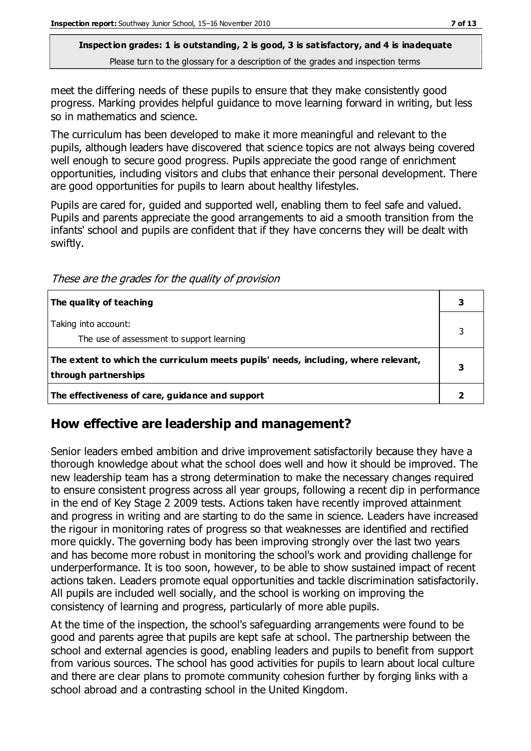meet the differing needs of these pupils to ensure that they make consistently good progress. Marking provides helpful guidance to move learning forward in writing, but less so in mathematics and science.

The curriculum has been developed to make it more meaningful and relevant to the pupils, although leaders have discovered that science topics are not always being covered well enough to secure good progress. Pupils appreciate the good range of enrichment opportunities, including visitors and clubs that enhance their personal development. There are good opportunities for pupils to learn about healthy lifestyles.

Pupils are cared for, guided and supported well, enabling them to feel safe and valued. Pupils and parents appreciate the good arrangements to aid a smooth transition from the infants' school and pupils are confident that if they have concerns they will be dealt with swiftly.

*These are the grades for the quality of provision*

| | |
|---|---|
| **The quality of teaching** | **3** |
| Taking into account: The use of assessment to support learning | 3 |
| **The extent to which the curriculum meets pupils' needs, including, where relevant, through partnerships** | **3** |
| **The effectiveness of care, guidance and support** | **2** |

## How effective are leadership and management?

Senior leaders embed ambition and drive improvement satisfactorily because they have a thorough knowledge about what the school does well and how it should be improved. The new leadership team has a strong determination to make the necessary changes required to ensure consistent progress across all year groups, following a recent dip in performance in the end of Key Stage 2 2009 tests. Actions taken have recently improved attainment and progress in writing and are starting to do the same in science. Leaders have increased the rigour in monitoring rates of progress so that weaknesses are identified and rectified more quickly. The governing body has been improving strongly over the last two years and has become more robust in monitoring the school's work and providing challenge for underperformance. It is too soon, however, to be able to show sustained impact of recent actions taken. Leaders promote equal opportunities and tackle discrimination satisfactorily. All pupils are included well socially, and the school is working on improving the consistency of learning and progress, particularly of more able pupils.

At the time of the inspection, the school's safeguarding arrangements were found to be good and parents agree that pupils are kept safe at school. The partnership between the school and external agencies is good, enabling leaders and pupils to benefit from support from various sources. The school has good activities for pupils to learn about local culture and there are clear plans to promote community cohesion further by forging links with a school abroad and a contrasting school in the United Kingdom.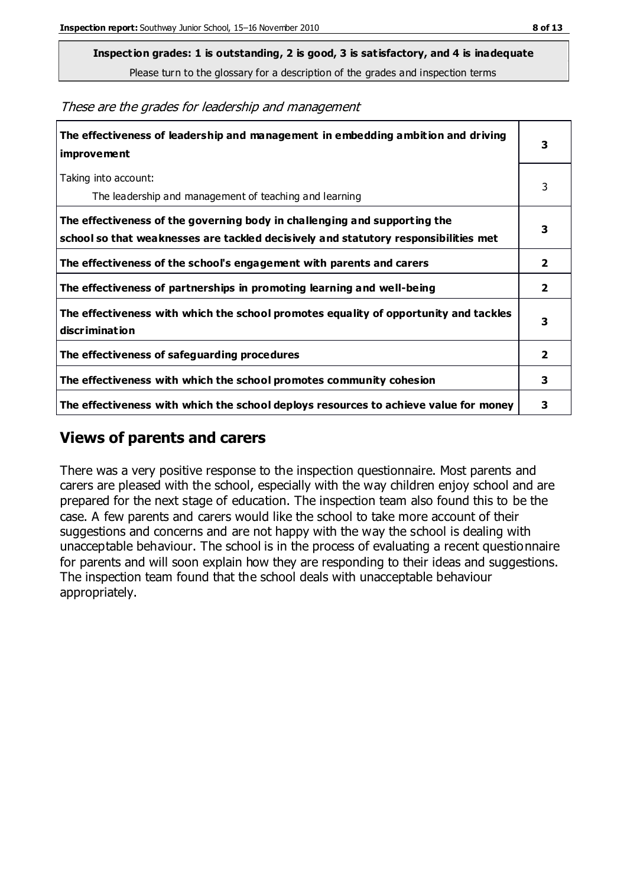**Inspection grades: 1 is outstanding, 2 is good, 3 is satisfactory, and 4 is inadequate**

Please turn to the glossary for a description of the grades and inspection terms

*These are the grades for leadership and management*

| | |
|---|---|
| **The effectiveness of leadership and management in embedding ambition and driving improvement** | **3** |
| Taking into account:<br>The leadership and management of teaching and learning | 3 |
| **The effectiveness of the governing body in challenging and supporting the school so that weaknesses are tackled decisively and statutory responsibilities met** | **3** |
| **The effectiveness of the school's engagement with parents and carers** | **2** |
| **The effectiveness of partnerships in promoting learning and well-being** | **2** |
| **The effectiveness with which the school promotes equality of opportunity and tackles discrimination** | **3** |
| **The effectiveness of safeguarding procedures** | **2** |
| **The effectiveness with which the school promotes community cohesion** | **3** |
| **The effectiveness with which the school deploys resources to achieve value for money** | **3** |

## Views of parents and carers

There was a very positive response to the inspection questionnaire. Most parents and carers are pleased with the school, especially with the way children enjoy school and are prepared for the next stage of education. The inspection team also found this to be the case. A few parents and carers would like the school to take more account of their suggestions and concerns and are not happy with the way the school is dealing with unacceptable behaviour. The school is in the process of evaluating a recent questionnaire for parents and will soon explain how they are responding to their ideas and suggestions. The inspection team found that the school deals with unacceptable behaviour appropriately.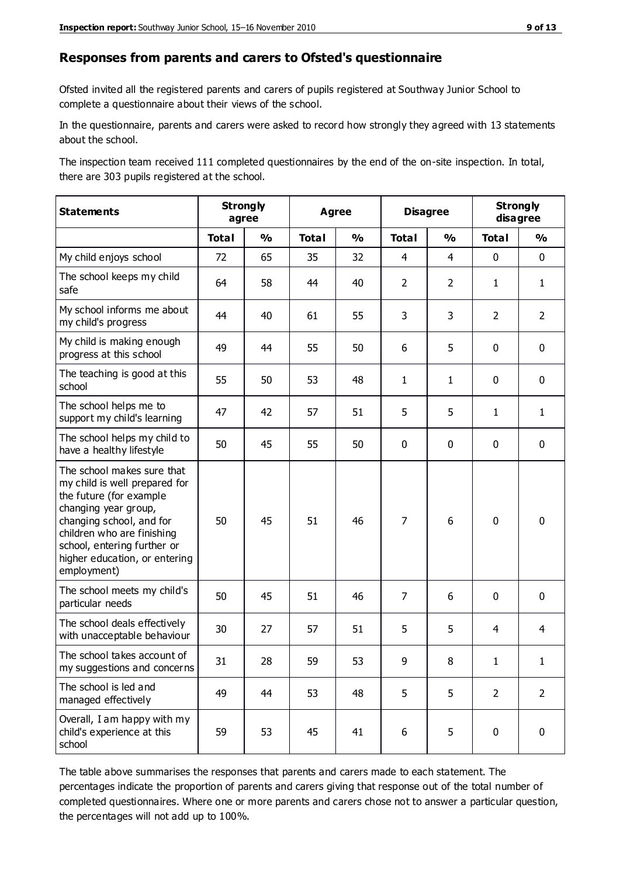## Responses from parents and carers to Ofsted's questionnaire

Ofsted invited all the registered parents and carers of pupils registered at Southway Junior School to complete a questionnaire about their views of the school.

In the questionnaire, parents and carers were asked to record how strongly they agreed with 13 statements about the school.

The inspection team received 111 completed questionnaires by the end of the on-site inspection. In total, there are 303 pupils registered at the school.

| Statements | Strongly agree | | Agree | | Disagree | | Strongly disagree | |
|---|---|---|---|---|---|---|---|---|
| | Total | % | Total | % | Total | % | Total | % |
| My child enjoys school | 72 | 65 | 35 | 32 | 4 | 4 | 0 | 0 |
| The school keeps my child safe | 64 | 58 | 44 | 40 | 2 | 2 | 1 | 1 |
| My school informs me about my child's progress | 44 | 40 | 61 | 55 | 3 | 3 | 2 | 2 |
| My child is making enough progress at this school | 49 | 44 | 55 | 50 | 6 | 5 | 0 | 0 |
| The teaching is good at this school | 55 | 50 | 53 | 48 | 1 | 1 | 0 | 0 |
| The school helps me to support my child's learning | 47 | 42 | 57 | 51 | 5 | 5 | 1 | 1 |
| The school helps my child to have a healthy lifestyle | 50 | 45 | 55 | 50 | 0 | 0 | 0 | 0 |
| The school makes sure that my child is well prepared for the future (for example changing year group, changing school, and for children who are finishing school, entering further or higher education, or entering employment) | 50 | 45 | 51 | 46 | 7 | 6 | 0 | 0 |
| The school meets my child's particular needs | 50 | 45 | 51 | 46 | 7 | 6 | 0 | 0 |
| The school deals effectively with unacceptable behaviour | 30 | 27 | 57 | 51 | 5 | 5 | 4 | 4 |
| The school takes account of my suggestions and concerns | 31 | 28 | 59 | 53 | 9 | 8 | 1 | 1 |
| The school is led and managed effectively | 49 | 44 | 53 | 48 | 5 | 5 | 2 | 2 |
| Overall, I am happy with my child's experience at this school | 59 | 53 | 45 | 41 | 6 | 5 | 0 | 0 |

The table above summarises the responses that parents and carers made to each statement. The percentages indicate the proportion of parents and carers giving that response out of the total number of completed questionnaires. Where one or more parents and carers chose not to answer a particular question, the percentages will not add up to 100%.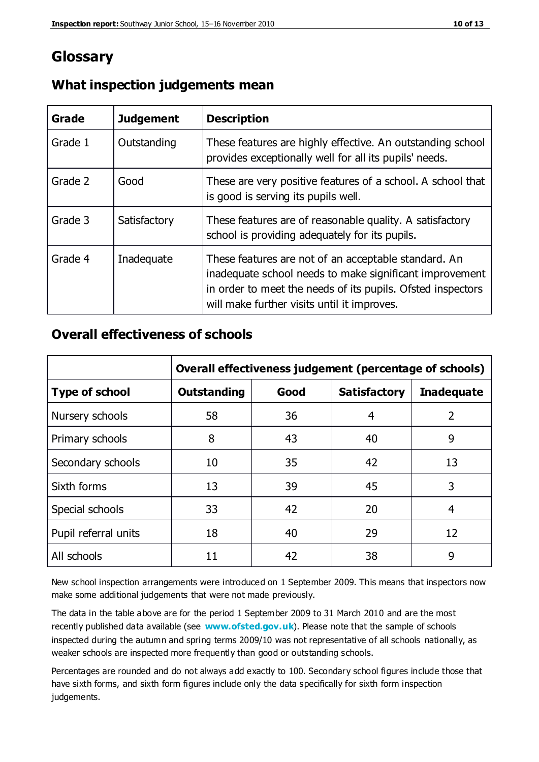# Glossary

## What inspection judgements mean

| Grade | Judgement | Description |
|---|---|---|
| Grade 1 | Outstanding | These features are highly effective. An outstanding school provides exceptionally well for all its pupils' needs. |
| Grade 2 | Good | These are very positive features of a school. A school that is good is serving its pupils well. |
| Grade 3 | Satisfactory | These features are of reasonable quality. A satisfactory school is providing adequately for its pupils. |
| Grade 4 | Inadequate | These features are not of an acceptable standard. An inadequate school needs to make significant improvement in order to meet the needs of its pupils. Ofsted inspectors will make further visits until it improves. |

## Overall effectiveness of schools

| | Overall effectiveness judgement (percentage of schools) | | | |
|---|---|---|---|---|
| **Type of school** | **Outstanding** | **Good** | **Satisfactory** | **Inadequate** |
| Nursery schools | 58 | 36 | 4 | 2 |
| Primary schools | 8 | 43 | 40 | 9 |
| Secondary schools | 10 | 35 | 42 | 13 |
| Sixth forms | 13 | 39 | 45 | 3 |
| Special schools | 33 | 42 | 20 | 4 |
| Pupil referral units | 18 | 40 | 29 | 12 |
| All schools | 11 | 42 | 38 | 9 |

New school inspection arrangements were introduced on 1 September 2009. This means that inspectors now make some additional judgements that were not made previously.

The data in the table above are for the period 1 September 2009 to 31 March 2010 and are the most recently published data available (see **www.ofsted.gov.uk**). Please note that the sample of schools inspected during the autumn and spring terms 2009/10 was not representative of all schools nationally, as weaker schools are inspected more frequently than good or outstanding schools.

Percentages are rounded and do not always add exactly to 100. Secondary school figures include those that have sixth forms, and sixth form figures include only the data specifically for sixth form inspection judgements.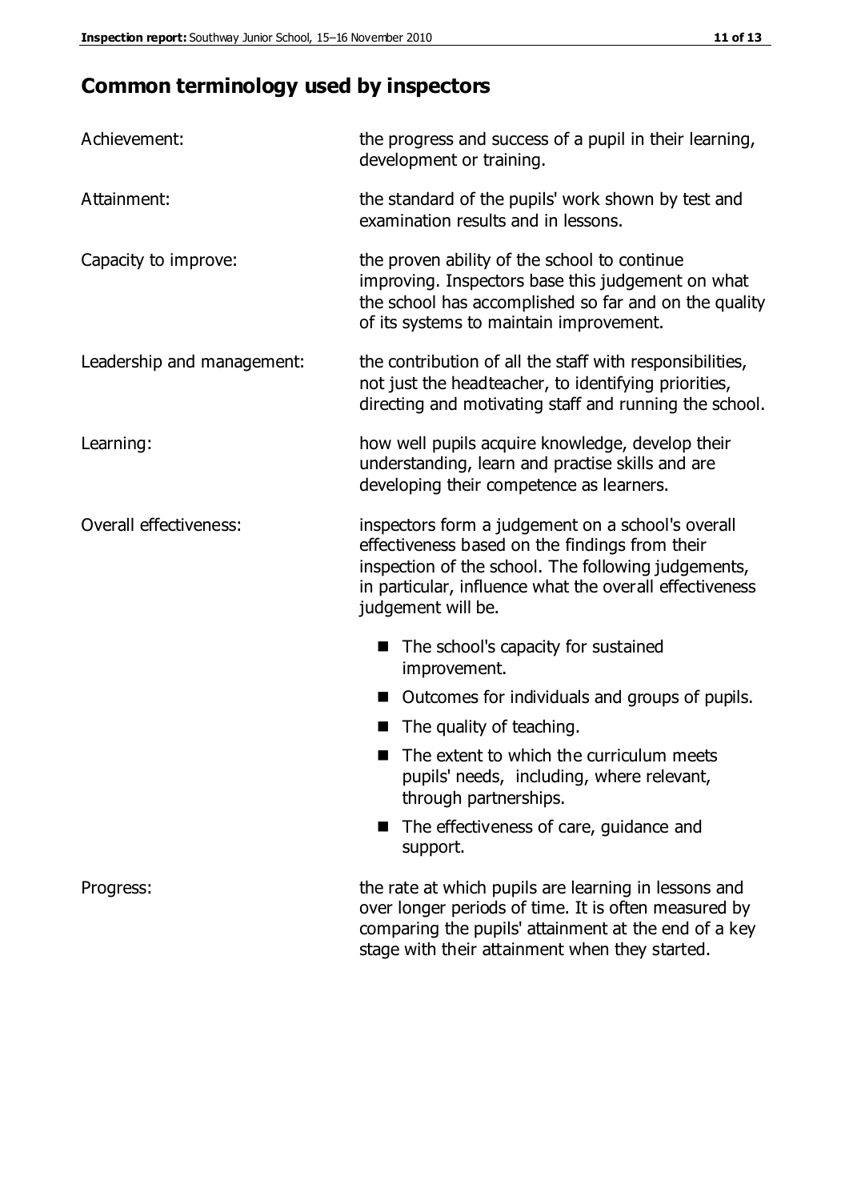## Common terminology used by inspectors

**Achievement:** the progress and success of a pupil in their learning, development or training.

**Attainment:** the standard of the pupils' work shown by test and examination results and in lessons.

**Capacity to improve:** the proven ability of the school to continue improving. Inspectors base this judgement on what the school has accomplished so far and on the quality of its systems to maintain improvement.

**Leadership and management:** the contribution of all the staff with responsibilities, not just the headteacher, to identifying priorities, directing and motivating staff and running the school.

**Learning:** how well pupils acquire knowledge, develop their understanding, learn and practise skills and are developing their competence as learners.

**Overall effectiveness:** inspectors form a judgement on a school's overall effectiveness based on the findings from their inspection of the school. The following judgements, in particular, influence what the overall effectiveness judgement will be.

- The school's capacity for sustained improvement.
- Outcomes for individuals and groups of pupils.
- The quality of teaching.
- The extent to which the curriculum meets pupils' needs, including, where relevant, through partnerships.
- The effectiveness of care, guidance and support.

**Progress:** the rate at which pupils are learning in lessons and over longer periods of time. It is often measured by comparing the pupils' attainment at the end of a key stage with their attainment when they started.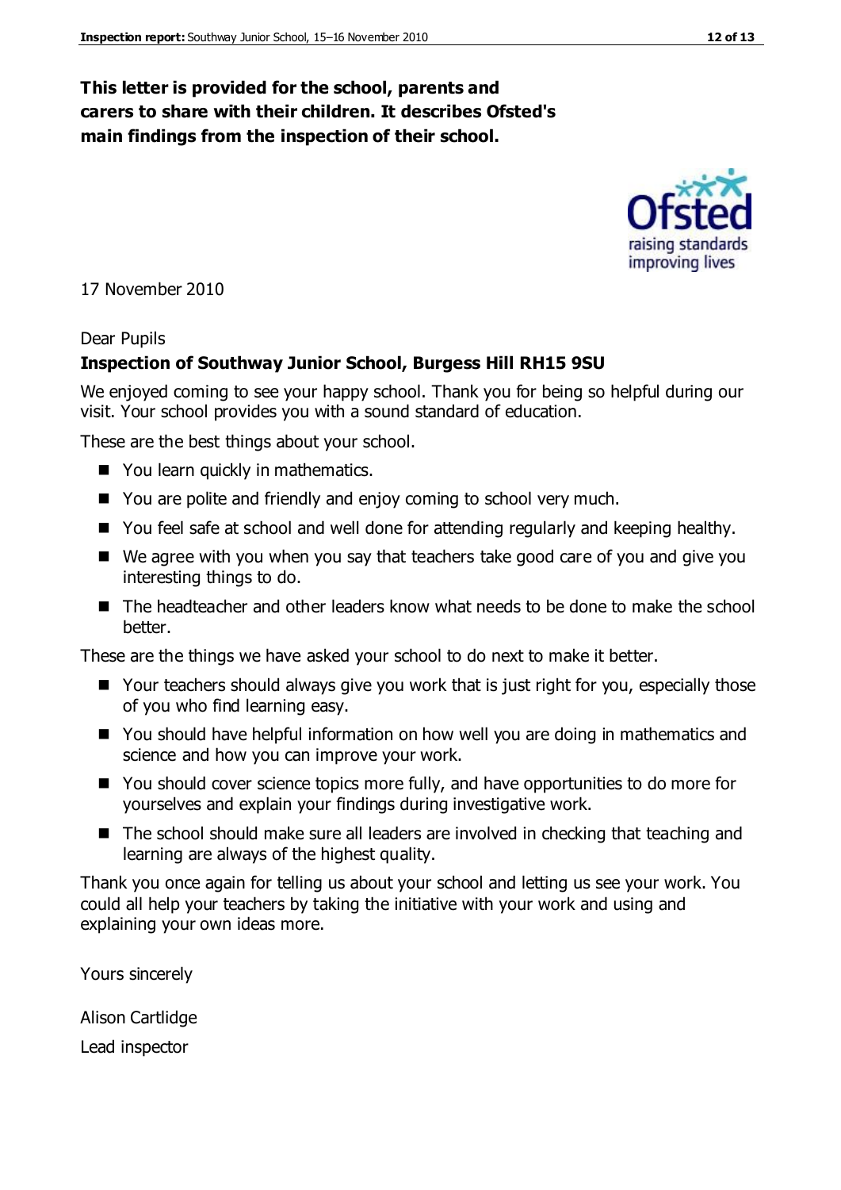**This letter is provided for the school, parents and carers to share with their children. It describes Ofsted's main findings from the inspection of their school.**

17 November 2010

Dear Pupils

**Inspection of Southway Junior School, Burgess Hill RH15 9SU**

We enjoyed coming to see your happy school. Thank you for being so helpful during our visit. Your school provides you with a sound standard of education.

These are the best things about your school.

- You learn quickly in mathematics.
- You are polite and friendly and enjoy coming to school very much.
- You feel safe at school and well done for attending regularly and keeping healthy.
- We agree with you when you say that teachers take good care of you and give you interesting things to do.
- The headteacher and other leaders know what needs to be done to make the school better.

These are the things we have asked your school to do next to make it better.

- Your teachers should always give you work that is just right for you, especially those of you who find learning easy.
- You should have helpful information on how well you are doing in mathematics and science and how you can improve your work.
- You should cover science topics more fully, and have opportunities to do more for yourselves and explain your findings during investigative work.
- The school should make sure all leaders are involved in checking that teaching and learning are always of the highest quality.

Thank you once again for telling us about your school and letting us see your work. You could all help your teachers by taking the initiative with your work and using and explaining your own ideas more.

Yours sincerely

Alison Cartlidge

Lead inspector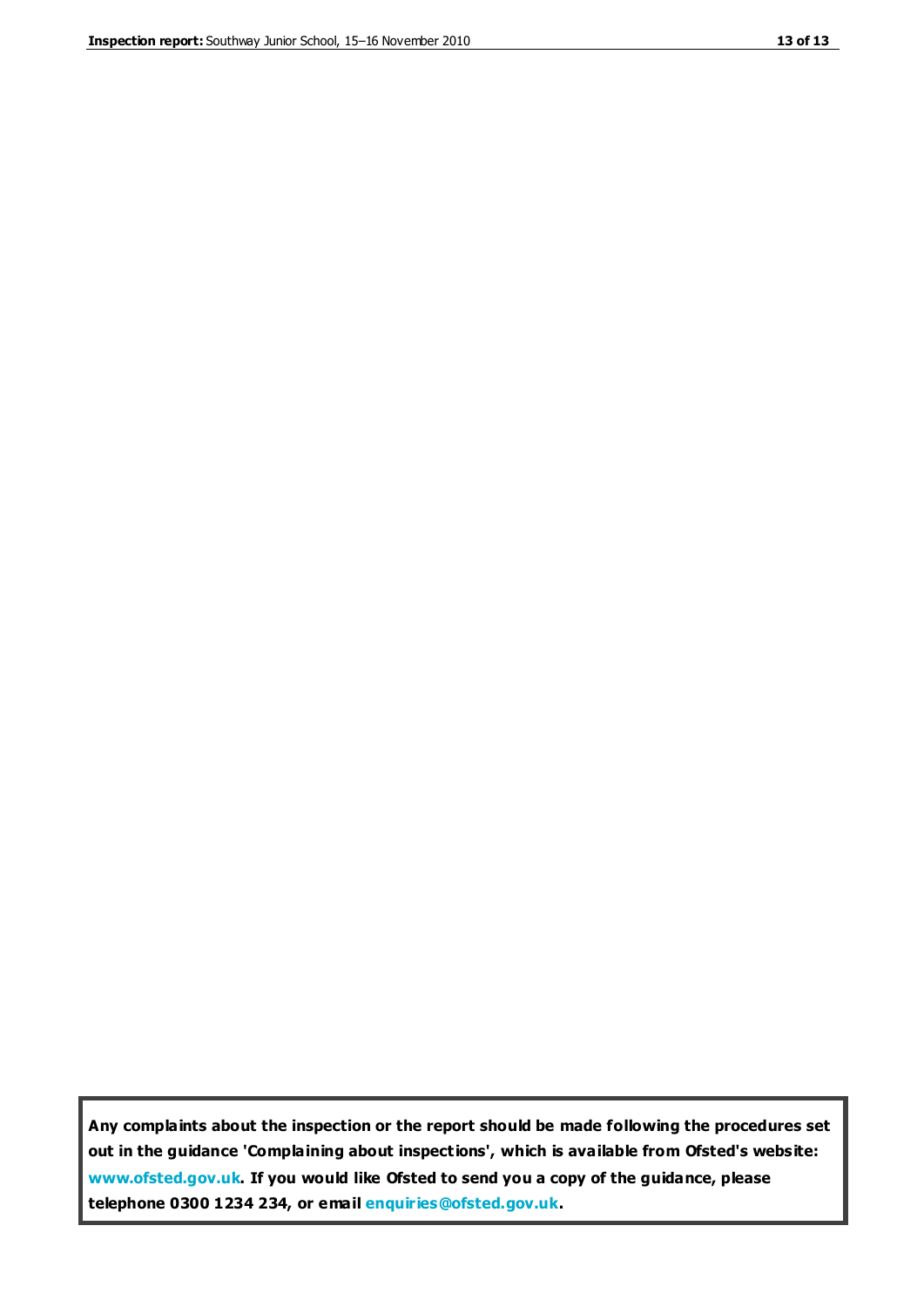**Any complaints about the inspection or the report should be made following the procedures set out in the guidance 'Complaining about inspections', which is available from Ofsted's website: www.ofsted.gov.uk. If you would like Ofsted to send you a copy of the guidance, please telephone 0300 1234 234, or email enquiries@ofsted.gov.uk.**